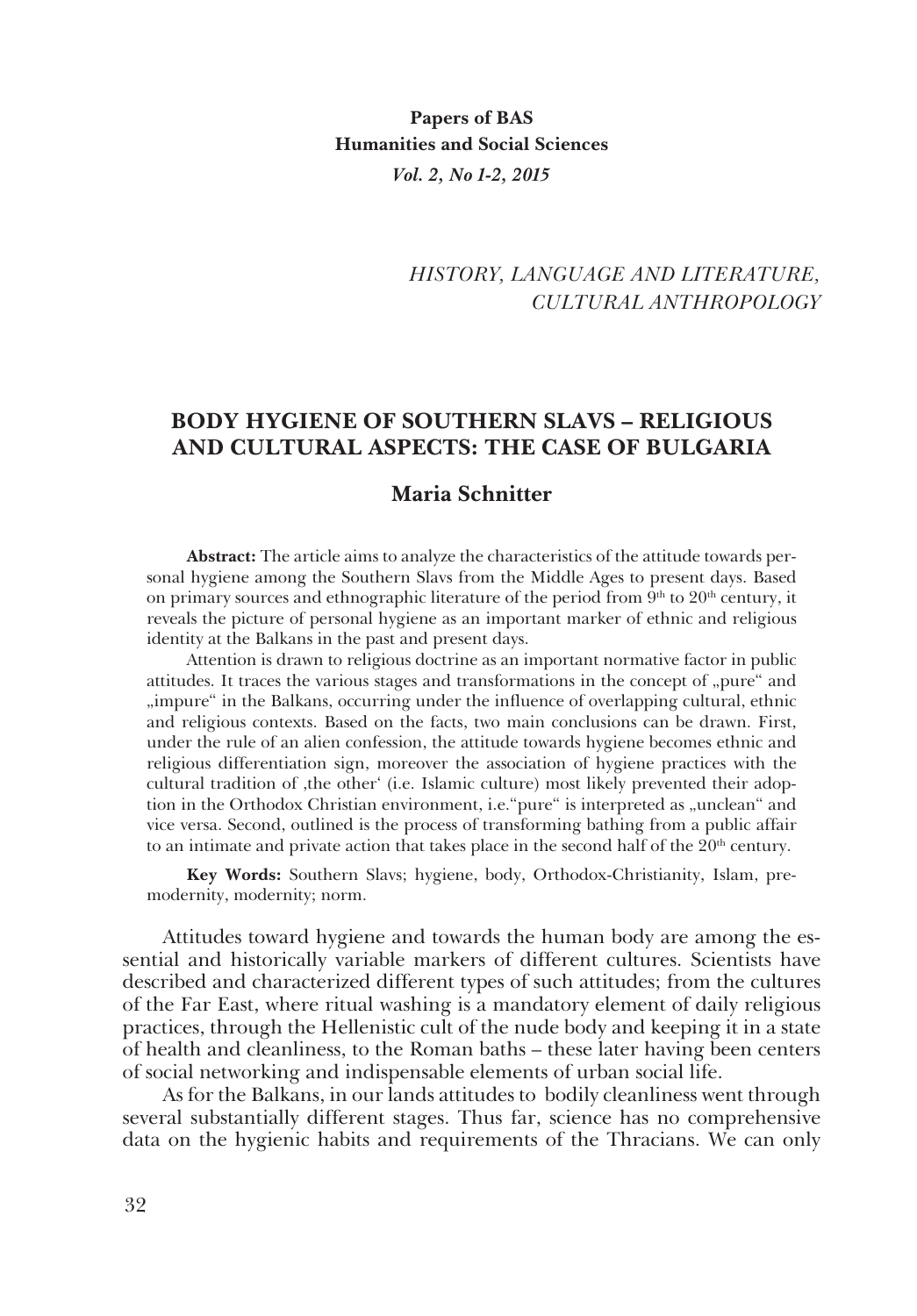**Papers of BAS**
**Humanities and Social Sciences**
***Vol. 2, No 1-2, 2015***

*HISTORY, LANGUAGE AND LITERATURE, CULTURAL ANTHROPOLOGY*

# BODY HYGIENE OF SOUTHERN SLAVS – RELIGIOUS AND CULTURAL ASPECTS: THE CASE OF BULGARIA

## Maria Schnitter

**Abstract:** The article aims to analyze the characteristics of the attitude towards personal hygiene among the Southern Slavs from the Middle Ages to present days. Based on primary sources and ethnographic literature of the period from 9[th] to 20[th] century, it reveals the picture of personal hygiene as an important marker of ethnic and religious identity at the Balkans in the past and present days.

Attention is drawn to religious doctrine as an important normative factor in public attitudes. It traces the various stages and transformations in the concept of „pure" and „impure" in the Balkans, occurring under the influence of overlapping cultural, ethnic and religious contexts. Based on the facts, two main conclusions can be drawn. First, under the rule of an alien confession, the attitude towards hygiene becomes ethnic and religious differentiation sign, moreover the association of hygiene practices with the cultural tradition of ‚the other' (i.e. Islamic culture) most likely prevented their adoption in the Orthodox Christian environment, i.e."pure" is interpreted as „unclean" and vice versa. Second, outlined is the process of transforming bathing from a public affair to an intimate and private action that takes place in the second half of the 20[th] century.

**Key Words:** Southern Slavs; hygiene, body, Orthodox-Christianity, Islam, premodernity, modernity; norm.

Attitudes toward hygiene and towards the human body are among the essential and historically variable markers of different cultures. Scientists have described and characterized different types of such attitudes; from the cultures of the Far East, where ritual washing is a mandatory element of daily religious practices, through the Hellenistic cult of the nude body and keeping it in a state of health and cleanliness, to the Roman baths – these later having been centers of social networking and indispensable elements of urban social life.

As for the Balkans, in our lands attitudes to bodily cleanliness went through several substantially different stages. Thus far, science has no comprehensive data on the hygienic habits and requirements of the Thracians. We can only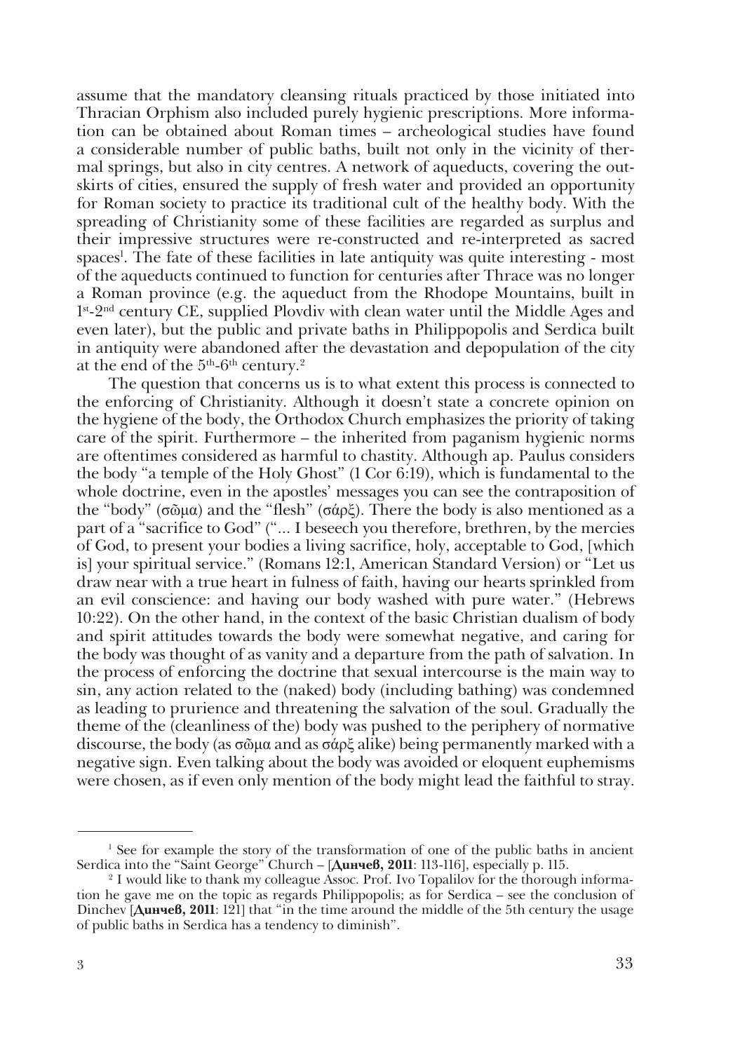assume that the mandatory cleansing rituals practiced by those initiated into Thracian Orphism also included purely hygienic prescriptions. More information can be obtained about Roman times – archeological studies have found a considerable number of public baths, built not only in the vicinity of thermal springs, but also in city centres. A network of aqueducts, covering the outskirts of cities, ensured the supply of fresh water and provided an opportunity for Roman society to practice its traditional cult of the healthy body. With the spreading of Christianity some of these facilities are regarded as surplus and their impressive structures were re-constructed and re-interpreted as sacred spaces[1]. The fate of these facilities in late antiquity was quite interesting - most of the aqueducts continued to function for centuries after Thrace was no longer a Roman province (e.g. the aqueduct from the Rhodope Mountains, built in 1st-2nd century CE, supplied Plovdiv with clean water until the Middle Ages and even later), but the public and private baths in Philippopolis and Serdica built in antiquity were abandoned after the devastation and depopulation of the city at the end of the 5th-6th century.[2]

The question that concerns us is to what extent this process is connected to the enforcing of Christianity. Although it doesn't state a concrete opinion on the hygiene of the body, the Orthodox Church emphasizes the priority of taking care of the spirit. Furthermore – the inherited from paganism hygienic norms are oftentimes considered as harmful to chastity. Although ap. Paulus considers the body "a temple of the Holy Ghost" (1 Cor 6:19), which is fundamental to the whole doctrine, even in the apostles' messages you can see the contraposition of the "body" (σῶμα) and the "flesh" (σάρξ). There the body is also mentioned as a part of a "sacrifice to God" ("... I beseech you therefore, brethren, by the mercies of God, to present your bodies a living sacrifice, holy, acceptable to God, [which is] your spiritual service." (Romans 12:1, American Standard Version) or "Let us draw near with a true heart in fulness of faith, having our hearts sprinkled from an evil conscience: and having our body washed with pure water." (Hebrews 10:22). On the other hand, in the context of the basic Christian dualism of body and spirit attitudes towards the body were somewhat negative, and caring for the body was thought of as vanity and a departure from the path of salvation. In the process of enforcing the doctrine that sexual intercourse is the main way to sin, any action related to the (naked) body (including bathing) was condemned as leading to prurience and threatening the salvation of the soul. Gradually the theme of the (cleanliness of the) body was pushed to the periphery of normative discourse, the body (as σῶμα and as σάρξ alike) being permanently marked with a negative sign. Even talking about the body was avoided or eloquent euphemisms were chosen, as if even only mention of the body might lead the faithful to stray.

---

[1] See for example the story of the transformation of one of the public baths in ancient Serdica into the "Saint George" Church – [**Динчев, 2011**: 113-116], especially p. 115.

[2] I would like to thank my colleague Assoc. Prof. Ivo Topalilov for the thorough information he gave me on the topic as regards Philippopolis; as for Serdica – see the conclusion of Dinchev [**Динчев, 2011**: 121] that "in the time around the middle of the 5th century the usage of public baths in Serdica has a tendency to diminish".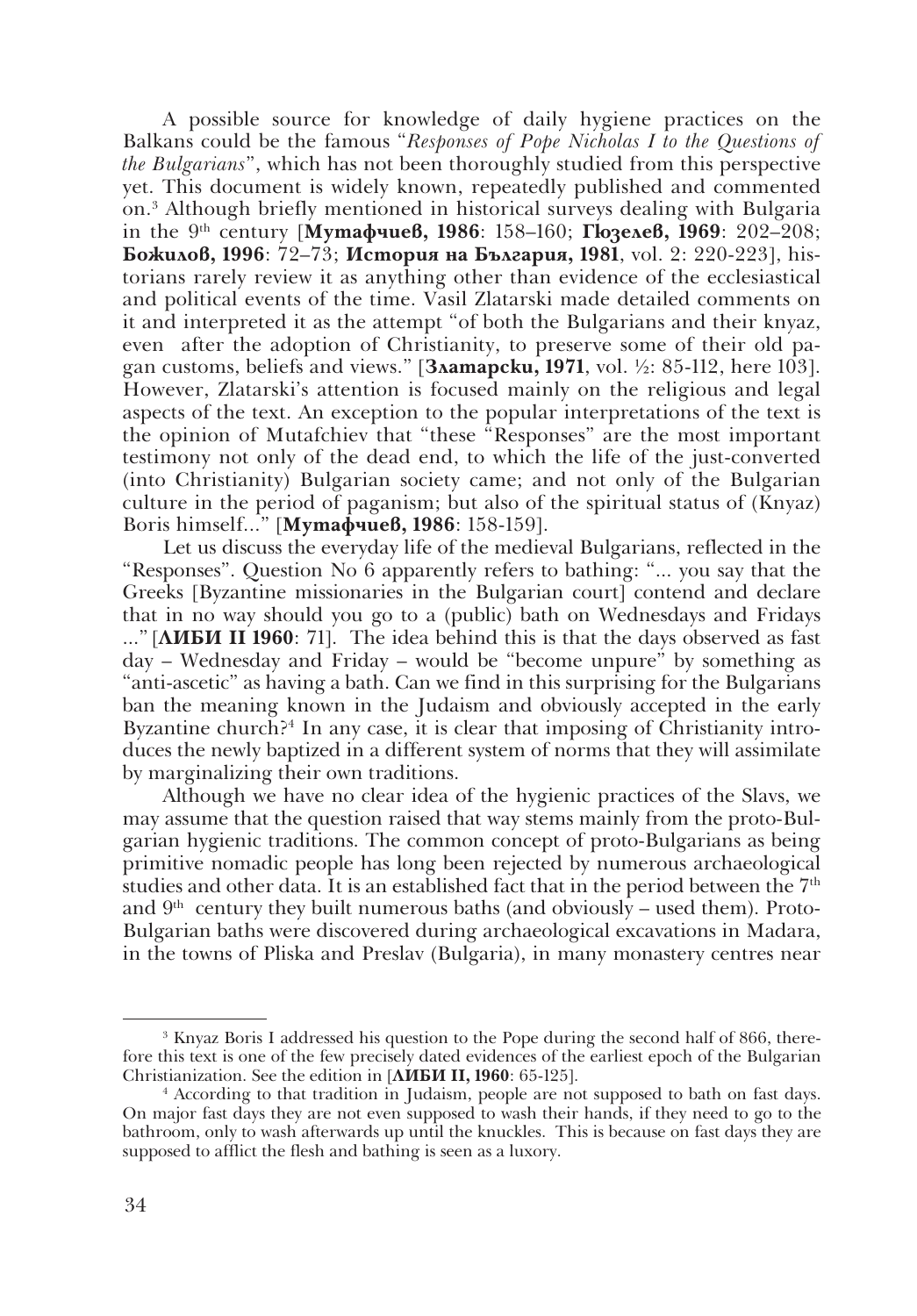A possible source for knowledge of daily hygiene practices on the Balkans could be the famous "*Responses of Pope Nicholas I to the Questions of the Bulgarians*", which has not been thoroughly studied from this perspective yet. This document is widely known, repeatedly published and commented on.[3] Although briefly mentioned in historical surveys dealing with Bulgaria in the 9th century [**Мутафчиев, 1986**: 158–160; **Гюзелев, 1969**: 202–208; **Божилов, 1996**: 72–73; **История на България, 1981**, vol. 2: 220-223], historians rarely review it as anything other than evidence of the ecclesiastical and political events of the time. Vasil Zlatarski made detailed comments on it and interpreted it as the attempt "of both the Bulgarians and their knyaz, even after the adoption of Christianity, to preserve some of their old pagan customs, beliefs and views." [**Златарски, 1971**, vol. ½: 85-112, here 103]. However, Zlatarski's attention is focused mainly on the religious and legal aspects of the text. An exception to the popular interpretations of the text is the opinion of Mutafchiev that "these "Responses" are the most important testimony not only of the dead end, to which the life of the just-converted (into Christianity) Bulgarian society came; and not only of the Bulgarian culture in the period of paganism; but also of the spiritual status of (Knyaz) Boris himself..." [**Мутафчиев, 1986**: 158-159].

Let us discuss the everyday life of the medieval Bulgarians, reflected in the "Responses". Question No 6 apparently refers to bathing: "... you say that the Greeks [Byzantine missionaries in the Bulgarian court] contend and declare that in no way should you go to a (public) bath on Wednesdays and Fridays ..." [**ЛИБИ II 1960**: 71]. The idea behind this is that the days observed as fast day – Wednesday and Friday – would be "become unpure" by something as "anti-ascetic" as having a bath. Can we find in this surprising for the Bulgarians ban the meaning known in the Judaism and obviously accepted in the early Byzantine church?[4] In any case, it is clear that imposing of Christianity introduces the newly baptized in a different system of norms that they will assimilate by marginalizing their own traditions.

Although we have no clear idea of the hygienic practices of the Slavs, we may assume that the question raised that way stems mainly from the proto-Bulgarian hygienic traditions. The common concept of proto-Bulgarians as being primitive nomadic people has long been rejected by numerous archaeological studies and other data. It is an established fact that in the period between the 7th and 9th century they built numerous baths (and obviously – used them). Proto-Bulgarian baths were discovered during archaeological excavations in Madara, in the towns of Pliska and Preslav (Bulgaria), in many monastery centres near

---

[3] Knyaz Boris I addressed his question to the Pope during the second half of 866, therefore this text is one of the few precisely dated evidences of the earliest epoch of the Bulgarian Christianization. See the edition in [**ЛИБИ II, 1960**: 65-125].

[4] According to that tradition in Judaism, people are not supposed to bath on fast days. On major fast days they are not even supposed to wash their hands, if they need to go to the bathroom, only to wash afterwards up until the knuckles. This is because on fast days they are supposed to afflict the flesh and bathing is seen as a luxory.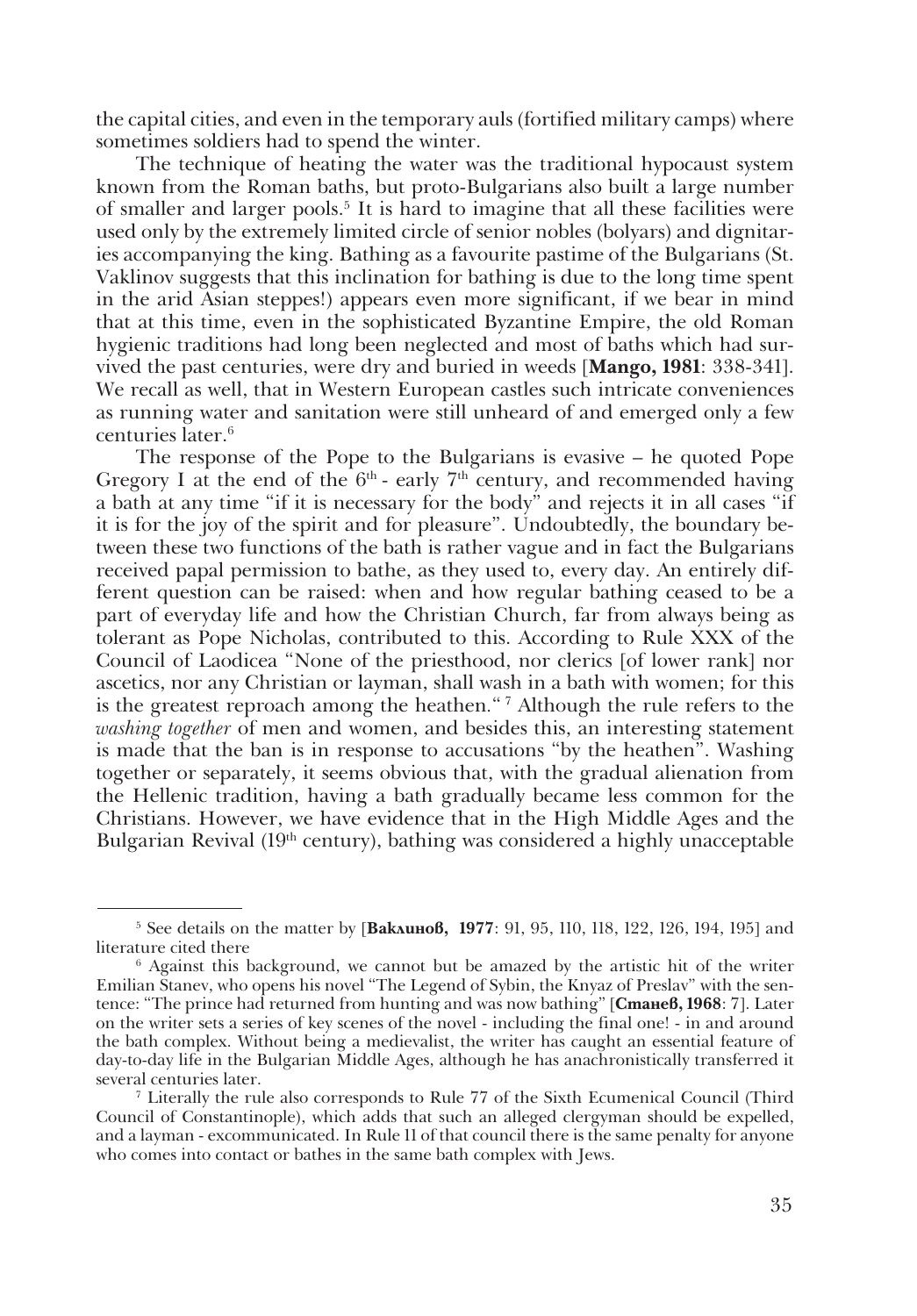the capital cities, and even in the temporary auls (fortified military camps) where sometimes soldiers had to spend the winter.

The technique of heating the water was the traditional hypocaust system known from the Roman baths, but proto-Bulgarians also built a large number of smaller and larger pools.[5] It is hard to imagine that all these facilities were used only by the extremely limited circle of senior nobles (bolyars) and dignitaries accompanying the king. Bathing as a favourite pastime of the Bulgarians (St. Vaklinov suggests that this inclination for bathing is due to the long time spent in the arid Asian steppes!) appears even more significant, if we bear in mind that at this time, even in the sophisticated Byzantine Empire, the old Roman hygienic traditions had long been neglected and most of baths which had survived the past centuries, were dry and buried in weeds [**Mango, 1981**: 338-341]. We recall as well, that in Western European castles such intricate conveniences as running water and sanitation were still unheard of and emerged only a few centuries later.[6]

The response of the Pope to the Bulgarians is evasive – he quoted Pope Gregory I at the end of the 6th - early 7th century, and recommended having a bath at any time "if it is necessary for the body" and rejects it in all cases "if it is for the joy of the spirit and for pleasure". Undoubtedly, the boundary between these two functions of the bath is rather vague and in fact the Bulgarians received papal permission to bathe, as they used to, every day. An entirely different question can be raised: when and how regular bathing ceased to be a part of everyday life and how the Christian Church, far from always being as tolerant as Pope Nicholas, contributed to this. According to Rule XXX of the Council of Laodicea "None of the priesthood, nor clerics [of lower rank] nor ascetics, nor any Christian or layman, shall wash in a bath with women; for this is the greatest reproach among the heathen."[7] Although the rule refers to the *washing together* of men and women, and besides this, an interesting statement is made that the ban is in response to accusations "by the heathen". Washing together or separately, it seems obvious that, with the gradual alienation from the Hellenic tradition, having a bath gradually became less common for the Christians. However, we have evidence that in the High Middle Ages and the Bulgarian Revival (19th century), bathing was considered a highly unacceptable

---

[5] See details on the matter by [**Ваклинов, 1977**: 91, 95, 110, 118, 122, 126, 194, 195] and literature cited there

[6] Against this background, we cannot but be amazed by the artistic hit of the writer Emilian Stanev, who opens his novel "The Legend of Sybin, the Knyaz of Preslav" with the sentence: "The prince had returned from hunting and was now bathing" [**Станев, 1968**: 7]. Later on the writer sets a series of key scenes of the novel - including the final one! - in and around the bath complex. Without being a medievalist, the writer has caught an essential feature of day-to-day life in the Bulgarian Middle Ages, although he has anachronistically transferred it several centuries later.

[7] Literally the rule also corresponds to Rule 77 of the Sixth Ecumenical Council (Third Council of Constantinople), which adds that such an alleged clergyman should be expelled, and a layman - excommunicated. In Rule 11 of that council there is the same penalty for anyone who comes into contact or bathes in the same bath complex with Jews.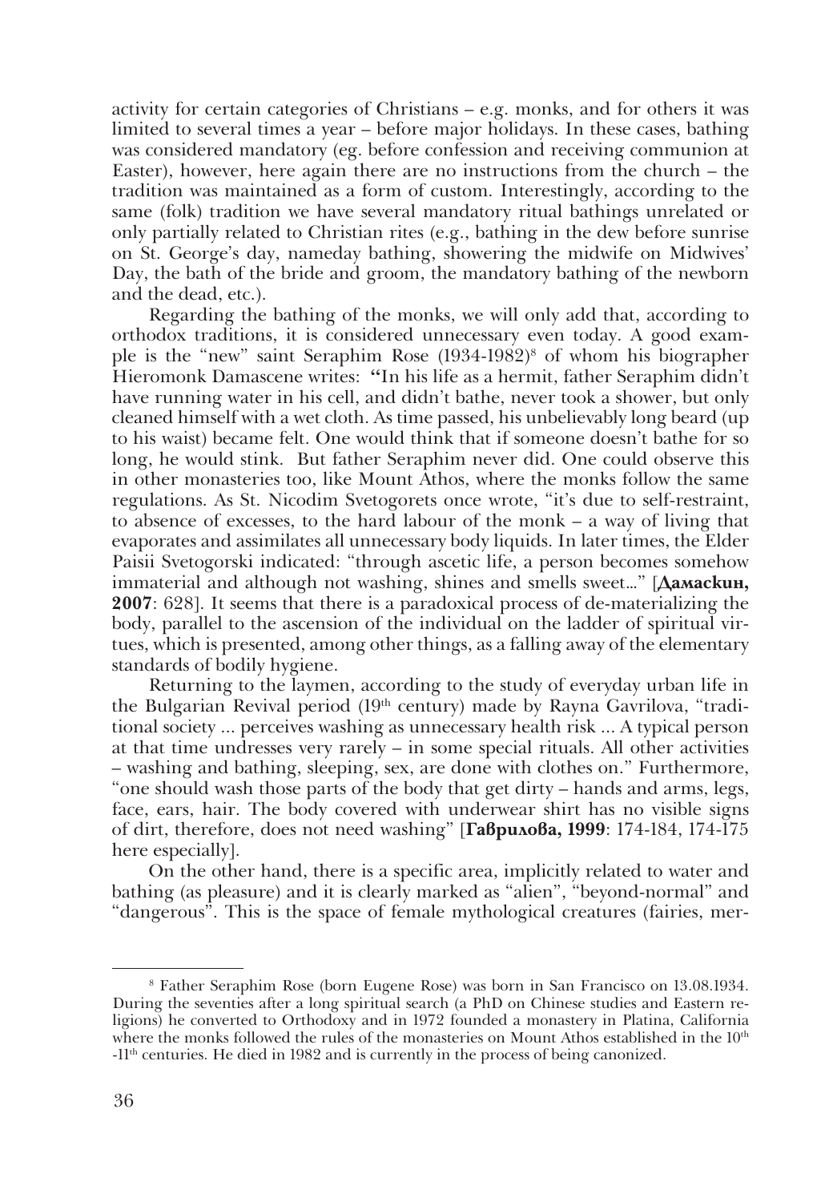activity for certain categories of Christians – e.g. monks, and for others it was limited to several times a year – before major holidays. In these cases, bathing was considered mandatory (eg. before confession and receiving communion at Easter), however, here again there are no instructions from the church – the tradition was maintained as a form of custom. Interestingly, according to the same (folk) tradition we have several mandatory ritual bathings unrelated or only partially related to Christian rites (e.g., bathing in the dew before sunrise on St. George's day, nameday bathing, showering the midwife on Midwives' Day, the bath of the bride and groom, the mandatory bathing of the newborn and the dead, etc.).

Regarding the bathing of the monks, we will only add that, according to orthodox traditions, it is considered unnecessary even today. A good example is the "new" saint Seraphim Rose (1934-1982)[8] of whom his biographer Hieromonk Damascene writes: **"**In his life as a hermit, father Seraphim didn't have running water in his cell, and didn't bathe, never took a shower, but only cleaned himself with a wet cloth. As time passed, his unbelievably long beard (up to his waist) became felt. One would think that if someone doesn't bathe for so long, he would stink. But father Seraphim never did. One could observe this in other monasteries too, like Mount Athos, where the monks follow the same regulations. As St. Nicodim Svetogorets once wrote, "it's due to self-restraint, to absence of excesses, to the hard labour of the monk – a way of living that evaporates and assimilates all unnecessary body liquids. In later times, the Elder Paisii Svetogorski indicated: "through ascetic life, a person becomes somehow immaterial and although not washing, shines and smells sweet..." [**Дамаскин, 2007**: 628]. It seems that there is a paradoxical process of de-materializing the body, parallel to the ascension of the individual on the ladder of spiritual virtues, which is presented, among other things, as a falling away of the elementary standards of bodily hygiene.

Returning to the laymen, according to the study of everyday urban life in the Bulgarian Revival period (19th century) made by Rayna Gavrilova, "traditional society ... perceives washing as unnecessary health risk ... A typical person at that time undresses very rarely – in some special rituals. All other activities – washing and bathing, sleeping, sex, are done with clothes on." Furthermore, "one should wash those parts of the body that get dirty – hands and arms, legs, face, ears, hair. The body covered with underwear shirt has no visible signs of dirt, therefore, does not need washing" [**Гаврилова, 1999**: 174-184, 174-175 here especially].

On the other hand, there is a specific area, implicitly related to water and bathing (as pleasure) and it is clearly marked as "alien", "beyond-normal" and "dangerous". This is the space of female mythological creatures (fairies, mer-

---

[8] Father Seraphim Rose (born Eugene Rose) was born in San Francisco on 13.08.1934. During the seventies after a long spiritual search (a PhD on Chinese studies and Eastern religions) he converted to Orthodoxy and in 1972 founded a monastery in Platina, California where the monks followed the rules of the monasteries on Mount Athos established in the 10th -11th centuries. He died in 1982 and is currently in the process of being canonized.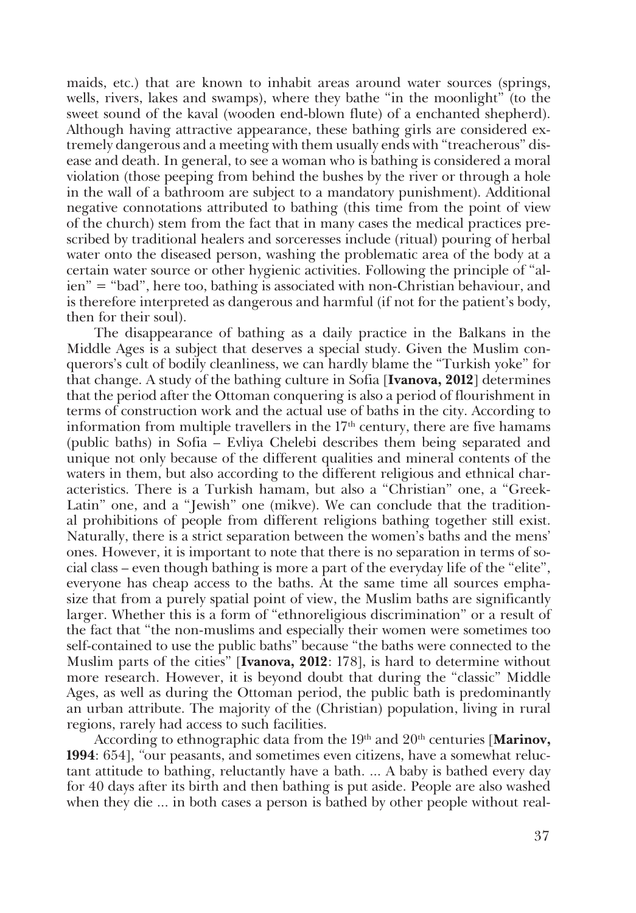maids, etc.) that are known to inhabit areas around water sources (springs, wells, rivers, lakes and swamps), where they bathe "in the moonlight" (to the sweet sound of the kaval (wooden end-blown flute) of a enchanted shepherd). Although having attractive appearance, these bathing girls are considered extremely dangerous and a meeting with them usually ends with "treacherous" disease and death. In general, to see a woman who is bathing is considered a moral violation (those peeping from behind the bushes by the river or through a hole in the wall of a bathroom are subject to a mandatory punishment). Additional negative connotations attributed to bathing (this time from the point of view of the church) stem from the fact that in many cases the medical practices prescribed by traditional healers and sorceresses include (ritual) pouring of herbal water onto the diseased person, washing the problematic area of the body at a certain water source or other hygienic activities. Following the principle of "alien" = "bad", here too, bathing is associated with non-Christian behaviour, and is therefore interpreted as dangerous and harmful (if not for the patient's body, then for their soul).

The disappearance of bathing as a daily practice in the Balkans in the Middle Ages is a subject that deserves a special study. Given the Muslim conquerors's cult of bodily cleanliness, we can hardly blame the "Turkish yoke" for that change. A study of the bathing culture in Sofia [**Ivanova, 2012**] determines that the period after the Ottoman conquering is also a period of flourishment in terms of construction work and the actual use of baths in the city. According to information from multiple travellers in the 17th century, there are five hamams (public baths) in Sofia – Evliya Chelebi describes them being separated and unique not only because of the different qualities and mineral contents of the waters in them, but also according to the different religious and ethnical characteristics. There is a Turkish hamam, but also a "Christian" one, a "Greek-Latin" one, and a "Jewish" one (mikve). We can conclude that the traditional prohibitions of people from different religions bathing together still exist. Naturally, there is a strict separation between the women's baths and the mens' ones. However, it is important to note that there is no separation in terms of social class – even though bathing is more a part of the everyday life of the "elite", everyone has cheap access to the baths. At the same time all sources emphasize that from a purely spatial point of view, the Muslim baths are significantly larger. Whether this is a form of "ethnoreligious discrimination" or a result of the fact that "the non-muslims and especially their women were sometimes too self-contained to use the public baths" because "the baths were connected to the Muslim parts of the cities" [**Ivanova, 2012**: 178], is hard to determine without more research. However, it is beyond doubt that during the "classic" Middle Ages, as well as during the Ottoman period, the public bath is predominantly an urban attribute. The majority of the (Christian) population, living in rural regions, rarely had access to such facilities.

According to ethnographic data from the 19th and 20th centuries [**Marinov, 1994**: 654], "our peasants, and sometimes even citizens, have a somewhat reluctant attitude to bathing, reluctantly have a bath. ... A baby is bathed every day for 40 days after its birth and then bathing is put aside. People are also washed when they die ... in both cases a person is bathed by other people without real-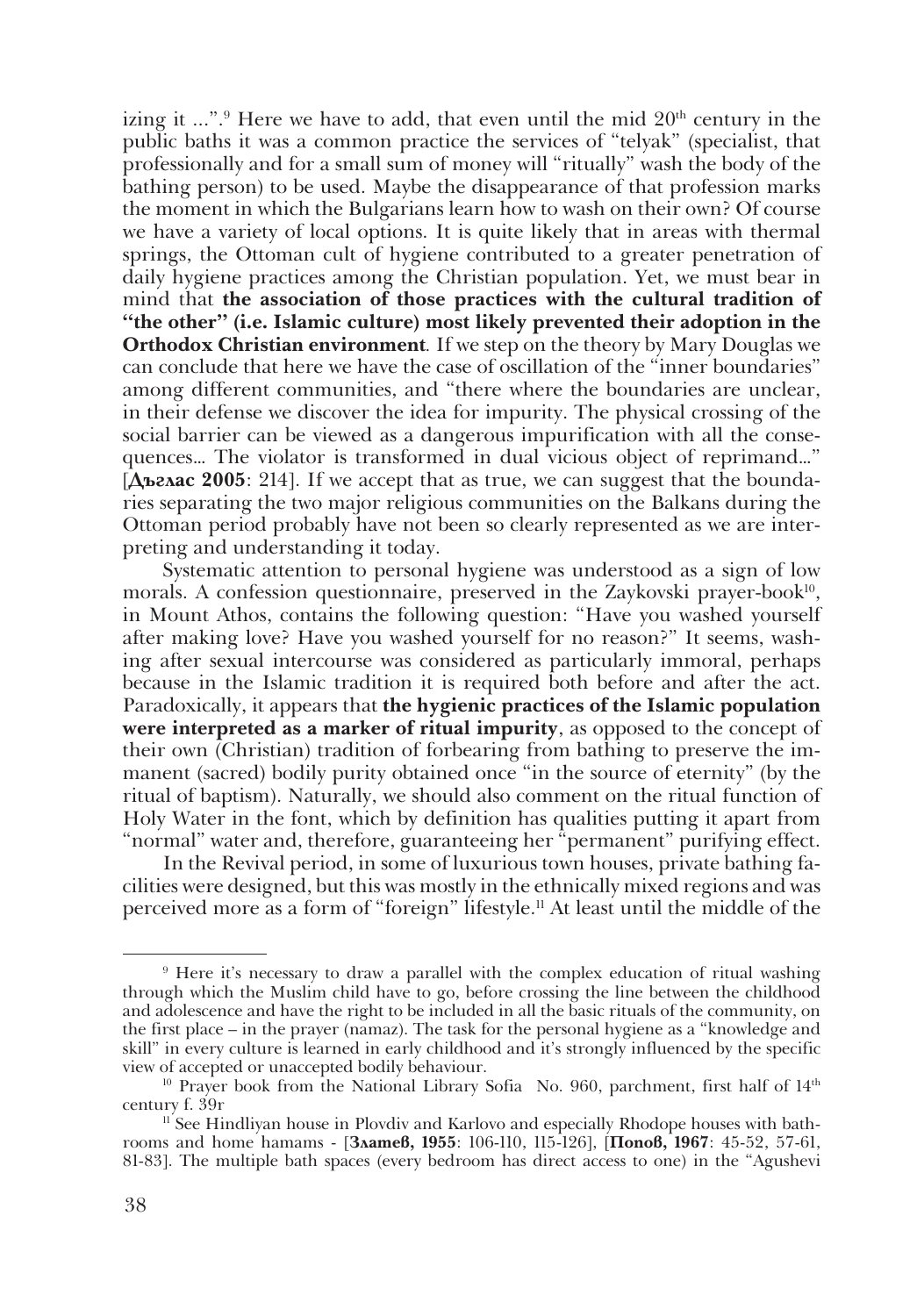izing it ...".[9] Here we have to add, that even until the mid 20th century in the public baths it was a common practice the services of "telyak" (specialist, that professionally and for a small sum of money will "ritually" wash the body of the bathing person) to be used. Maybe the disappearance of that profession marks the moment in which the Bulgarians learn how to wash on their own? Of course we have a variety of local options. It is quite likely that in areas with thermal springs, the Ottoman cult of hygiene contributed to a greater penetration of daily hygiene practices among the Christian population. Yet, we must bear in mind that **the association of those practices with the cultural tradition of "the other" (i.e. Islamic culture) most likely prevented their adoption in the Orthodox Christian environment**. If we step on the theory by Mary Douglas we can conclude that here we have the case of oscillation of the "inner boundaries" among different communities, and "there where the boundaries are unclear, in their defense we discover the idea for impurity. The physical crossing of the social barrier can be viewed as a dangerous impurification with all the consequences... The violator is transformed in dual vicious object of reprimand..." [**Дъглас 2005**: 214]. If we accept that as true, we can suggest that the boundaries separating the two major religious communities on the Balkans during the Ottoman period probably have not been so clearly represented as we are interpreting and understanding it today.

Systematic attention to personal hygiene was understood as a sign of low morals. A confession questionnaire, preserved in the Zaykovski prayer-book[10], in Mount Athos, contains the following question: "Have you washed yourself after making love? Have you washed yourself for no reason?" It seems, washing after sexual intercourse was considered as particularly immoral, perhaps because in the Islamic tradition it is required both before and after the act. Paradoxically, it appears that **the hygienic practices of the Islamic population were interpreted as a marker of ritual impurity**, as opposed to the concept of their own (Christian) tradition of forbearing from bathing to preserve the immanent (sacred) bodily purity obtained once "in the source of eternity" (by the ritual of baptism). Naturally, we should also comment on the ritual function of Holy Water in the font, which by definition has qualities putting it apart from "normal" water and, therefore, guaranteeing her "permanent" purifying effect.

In the Revival period, in some of luxurious town houses, private bathing facilities were designed, but this was mostly in the ethnically mixed regions and was perceived more as a form of "foreign" lifestyle.[11] At least until the middle of the

---

[9] Here it's necessary to draw a parallel with the complex education of ritual washing through which the Muslim child have to go, before crossing the line between the childhood and adolescence and have the right to be included in all the basic rituals of the community, on the first place – in the prayer (namaz). The task for the personal hygiene as a "knowledge and skill" in every culture is learned in early childhood and it's strongly influenced by the specific view of accepted or unaccepted bodily behaviour.

[10] Prayer book from the National Library Sofia No. 960, parchment, first half of 14th century f. 39r

[11] See Hindliyan house in Plovdiv and Karlovo and especially Rhodope houses with bathrooms and home hamams - [**Златев, 1955**: 106-110, 115-126], [**Попов, 1967**: 45-52, 57-61, 81-83]. The multiple bath spaces (every bedroom has direct access to one) in the "Agushevi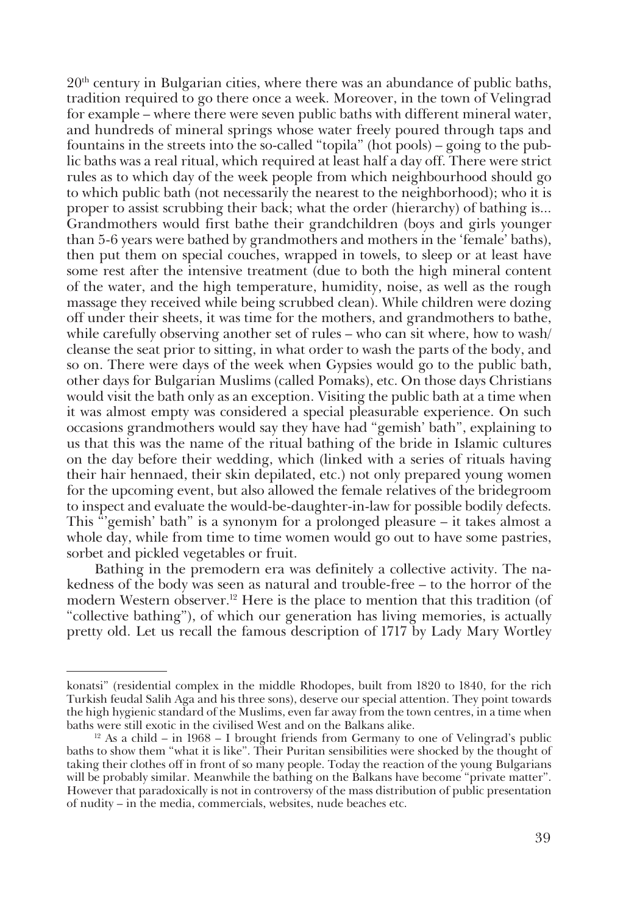20th century in Bulgarian cities, where there was an abundance of public baths, tradition required to go there once a week. Moreover, in the town of Velingrad for example – where there were seven public baths with different mineral water, and hundreds of mineral springs whose water freely poured through taps and fountains in the streets into the so-called "topila" (hot pools) – going to the public baths was a real ritual, which required at least half a day off. There were strict rules as to which day of the week people from which neighbourhood should go to which public bath (not necessarily the nearest to the neighborhood); who it is proper to assist scrubbing their back; what the order (hierarchy) of bathing is... Grandmothers would first bathe their grandchildren (boys and girls younger than 5-6 years were bathed by grandmothers and mothers in the 'female' baths), then put them on special couches, wrapped in towels, to sleep or at least have some rest after the intensive treatment (due to both the high mineral content of the water, and the high temperature, humidity, noise, as well as the rough massage they received while being scrubbed clean). While children were dozing off under their sheets, it was time for the mothers, and grandmothers to bathe, while carefully observing another set of rules – who can sit where, how to wash/cleanse the seat prior to sitting, in what order to wash the parts of the body, and so on. There were days of the week when Gypsies would go to the public bath, other days for Bulgarian Muslims (called Pomaks), etc. On those days Christians would visit the bath only as an exception. Visiting the public bath at a time when it was almost empty was considered a special pleasurable experience. On such occasions grandmothers would say they have had "gemish' bath", explaining to us that this was the name of the ritual bathing of the bride in Islamic cultures on the day before their wedding, which (linked with a series of rituals having their hair hennaed, their skin depilated, etc.) not only prepared young women for the upcoming event, but also allowed the female relatives of the bridegroom to inspect and evaluate the would-be-daughter-in-law for possible bodily defects. This "'gemish' bath" is a synonym for a prolonged pleasure – it takes almost a whole day, while from time to time women would go out to have some pastries, sorbet and pickled vegetables or fruit.

Bathing in the premodern era was definitely a collective activity. The nakedness of the body was seen as natural and trouble-free – to the horror of the modern Western observer.[12] Here is the place to mention that this tradition (of "collective bathing"), of which our generation has living memories, is actually pretty old. Let us recall the famous description of 1717 by Lady Mary Wortley

---

konatsi" (residential complex in the middle Rhodopes, built from 1820 to 1840, for the rich Turkish feudal Salih Aga and his three sons), deserve our special attention. They point towards the high hygienic standard of the Muslims, even far away from the town centres, in a time when baths were still exotic in the civilised West and on the Balkans alike.

[12] As a child – in 1968 – I brought friends from Germany to one of Velingrad's public baths to show them "what it is like". Their Puritan sensibilities were shocked by the thought of taking their clothes off in front of so many people. Today the reaction of the young Bulgarians will be probably similar. Meanwhile the bathing on the Balkans have become "private matter". However that paradoxically is not in controversy of the mass distribution of public presentation of nudity – in the media, commercials, websites, nude beaches etc.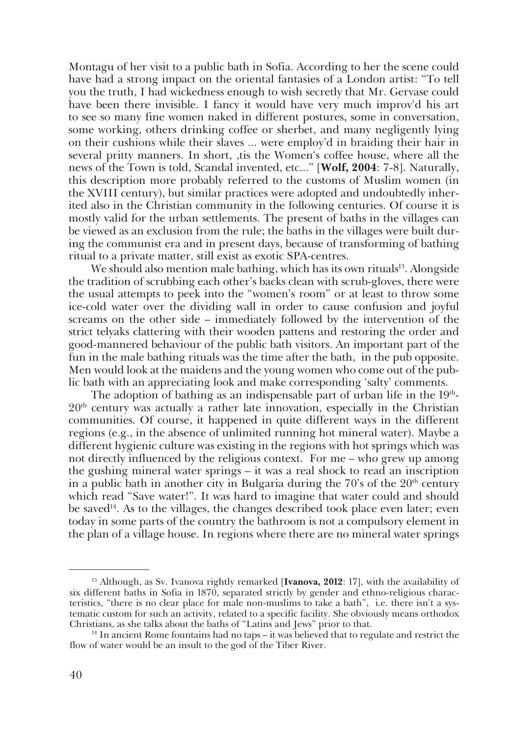Montagu of her visit to a public bath in Sofia. According to her the scene could have had a strong impact on the oriental fantasies of a London artist: "To tell you the truth, I had wickedness enough to wish secretly that Mr. Gervase could have been there invisible. I fancy it would have very much improv'd his art to see so many fine women naked in different postures, some in conversation, some working, others drinking coffee or sherbet, and many negligently lying on their cushions while their slaves ... were employ'd in braiding their hair in several pritty manners. In short, ,tis the Women's coffee house, where all the news of the Town is told, Scandal invented, etc..." [**Wolf, 2004**: 7-8]. Naturally, this description more probably referred to the customs of Muslim women (in the XVIII century), but similar practices were adopted and undoubtedly inherited also in the Christian community in the following centuries. Of course it is mostly valid for the urban settlements. The present of baths in the villages can be viewed as an exclusion from the rule; the baths in the villages were built during the communist era and in present days, because of transforming of bathing ritual to a private matter, still exist as exotic SPA-centres.

We should also mention male bathing, which has its own rituals[13]. Alongside the tradition of scrubbing each other's backs clean with scrub-gloves, there were the usual attempts to peek into the "women's room" or at least to throw some ice-cold water over the dividing wall in order to cause confusion and joyful screams on the other side – immediately followed by the intervention of the strict telyaks clattering with their wooden pattens and restoring the order and good-mannered behaviour of the public bath visitors. An important part of the fun in the male bathing rituals was the time after the bath, in the pub opposite. Men would look at the maidens and the young women who come out of the public bath with an appreciating look and make corresponding 'salty' comments.

The adoption of bathing as an indispensable part of urban life in the 19th-20th century was actually a rather late innovation, especially in the Christian communities. Of course, it happened in quite different ways in the different regions (e.g., in the absence of unlimited running hot mineral water). Maybe a different hygienic culture was existing in the regions with hot springs which was not directly influenced by the religious context. For me – who grew up among the gushing mineral water springs – it was a real shock to read an inscription in a public bath in another city in Bulgaria during the 70's of the 20th century which read "Save water!". It was hard to imagine that water could and should be saved[14]. As to the villages, the changes described took place even later; even today in some parts of the country the bathroom is not a compulsory element in the plan of a village house. In regions where there are no mineral water springs

---

[13] Although, as Sv. Ivanova rightly remarked [**Ivanova, 2012**: 17], with the availability of six different baths in Sofia in 1870, separated strictly by gender and ethno-religious characteristics, "there is no clear place for male non-muslims to take a bath", i.e. there isn't a systematic custom for such an activity, related to a specific facility. She obviously means orthodox Christians, as she talks about the baths of "Latins and Jews" prior to that.

[14] In ancient Rome fountains had no taps – it was believed that to regulate and restrict the flow of water would be an insult to the god of the Tiber River.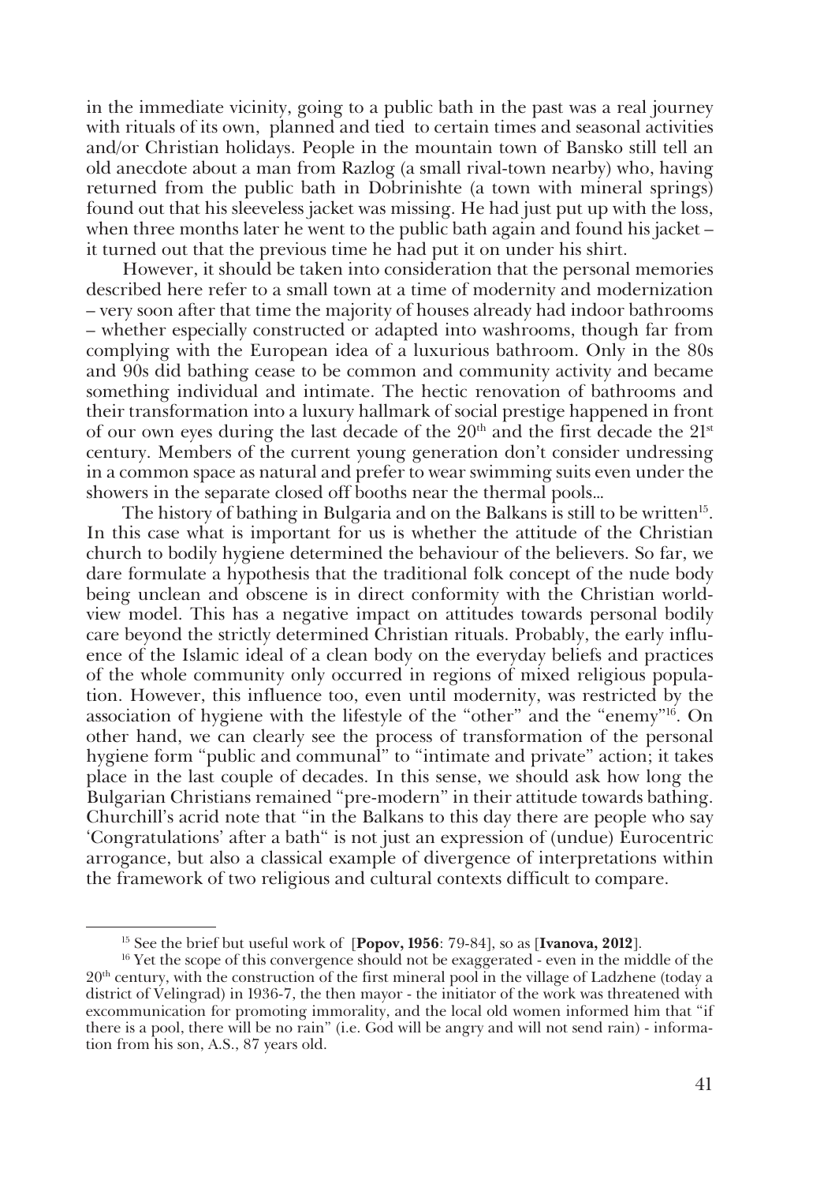in the immediate vicinity, going to a public bath in the past was a real journey with rituals of its own, planned and tied to certain times and seasonal activities and/or Christian holidays. People in the mountain town of Bansko still tell an old anecdote about a man from Razlog (a small rival-town nearby) who, having returned from the public bath in Dobrinishte (a town with mineral springs) found out that his sleeveless jacket was missing. He had just put up with the loss, when three months later he went to the public bath again and found his jacket – it turned out that the previous time he had put it on under his shirt.

However, it should be taken into consideration that the personal memories described here refer to a small town at a time of modernity and modernization – very soon after that time the majority of houses already had indoor bathrooms – whether especially constructed or adapted into washrooms, though far from complying with the European idea of a luxurious bathroom. Only in the 80s and 90s did bathing cease to be common and community activity and became something individual and intimate. The hectic renovation of bathrooms and their transformation into a luxury hallmark of social prestige happened in front of our own eyes during the last decade of the 20th and the first decade the 21st century. Members of the current young generation don't consider undressing in a common space as natural and prefer to wear swimming suits even under the showers in the separate closed off booths near the thermal pools...

The history of bathing in Bulgaria and on the Balkans is still to be written[15]. In this case what is important for us is whether the attitude of the Christian church to bodily hygiene determined the behaviour of the believers. So far, we dare formulate a hypothesis that the traditional folk concept of the nude body being unclean and obscene is in direct conformity with the Christian world-view model. This has a negative impact on attitudes towards personal bodily care beyond the strictly determined Christian rituals. Probably, the early influence of the Islamic ideal of a clean body on the everyday beliefs and practices of the whole community only occurred in regions of mixed religious population. However, this influence too, even until modernity, was restricted by the association of hygiene with the lifestyle of the "other" and the "enemy"[16]. On other hand, we can clearly see the process of transformation of the personal hygiene form "public and communal" to "intimate and private" action; it takes place in the last couple of decades. In this sense, we should ask how long the Bulgarian Christians remained "pre-modern" in their attitude towards bathing. Churchill's acrid note that "in the Balkans to this day there are people who say 'Congratulations' after a bath" is not just an expression of (undue) Eurocentric arrogance, but also a classical example of divergence of interpretations within the framework of two religious and cultural contexts difficult to compare.

---

[15] See the brief but useful work of [**Popov, 1956**: 79-84], so as [**Ivanova, 2012**].

[16] Yet the scope of this convergence should not be exaggerated - even in the middle of the 20th century, with the construction of the first mineral pool in the village of Ladzhene (today a district of Velingrad) in 1936-7, the then mayor - the initiator of the work was threatened with excommunication for promoting immorality, and the local old women informed him that "if there is a pool, there will be no rain" (i.e. God will be angry and will not send rain) - information from his son, A.S., 87 years old.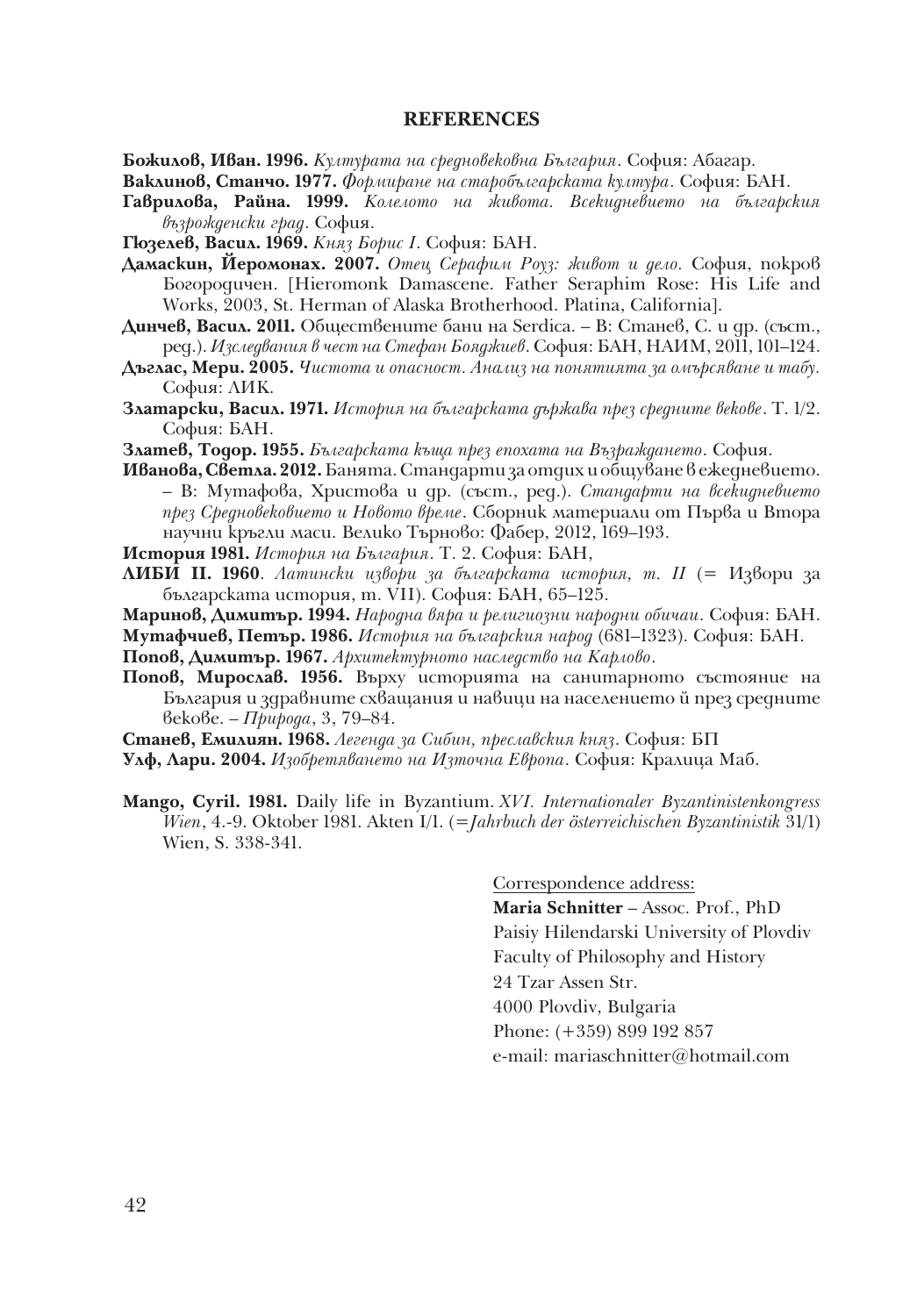## REFERENCES

**Божилов, Иван. 1996.** *Културата на средновековна България*. София: Абагар.

**Ваклинов, Станчо. 1977.** *Формиране на старобългарската култура*. София: БАН.

**Гаврилова, Райна. 1999.** *Колелото на живота. Всекидневието на българския възрожденски град*. София.

**Гюзелев, Васил. 1969.** *Княз Борис I*. София: БАН.

**Дамаскин, Йеромонах. 2007.** *Отец Серафим Роуз: живот и дело.* София, покров Богородичен. [Hieromonk Damascene. Father Seraphim Rose: His Life and Works, 2003, St. Herman of Alaska Brotherhood. Platina, California].

**Динчев, Васил. 2011.** Обществените бани на Serdica. – В: Станев, С. и др. (съст., ред.). *Изследвания в чест на Стефан Бояджиев*. София: БАН, НАИМ, 2011, 101–124.

**Дъглас, Мери. 2005.** *Чистота и опасност. Анализ на понятията за омърсяване и табу.* София: ЛИК.

**Златарски, Васил. 1971.** *История на българската държава през средните векове*. Т. 1/2. София: БАН.

**Златев, Тодор. 1955.** *Българската къща през епохата на Възраждането*. София.

**Иванова, Светла. 2012.** Банята. Стандарти за отдих и общуване в ежедневието. – В: Мутафова, Христова и др. (съст., ред.). *Стандарти на всекидневието през Средновековието и Новото време*. Сборник материали от Първа и Втора научни кръгли маси. Велико Търново: Фабер, 2012, 169–193.

**История 1981.** *История на България*. Т. 2. София: БАН,

**ЛИБИ II. 1960**. *Латински извори за българската история, т. II* (= Извори за българската история, т. VII). София: БАН, 65–125.

**Маринов, Димитър. 1994.** *Народна вяра и религиозни народни обичаи*. София: БАН.

**Мутафчиев, Петър. 1986.** *История на българския народ* (681–1323). София: БАН.

**Попов, Димитър. 1967.** *Архитектурното наследство на Карлово*.

**Попов, Мирослав. 1956.** Върху историята на санитарното състояние на България и здравните схващания и навици на населението ѝ през средните векове. – *Природа*, 3, 79–84.

**Станев, Емилиян. 1968.** *Легенда за Сибин, преславския княз*. София: БП

**Улф, Лари. 2004.** *Изобретяването на Източна Европа*. София: Кралица Маб.

**Mango, Cyril. 1981.** Daily life in Byzantium. *XVI. Internationaler Byzantinistenkongress Wien*, 4.-9. Oktober 1981. Akten I/1. (=*Jahrbuch der österreichischen Byzantinistik* 31/1) Wien, S. 338-341.

Correspondence address:
**Maria Schnitter** – Assoc. Prof., PhD
Paisiy Hilendarski University of Plovdiv
Faculty of Philosophy and History
24 Tzar Assen Str.
4000 Plovdiv, Bulgaria
Phone: (+359) 899 192 857
e-mail: mariaschnitter@hotmail.com